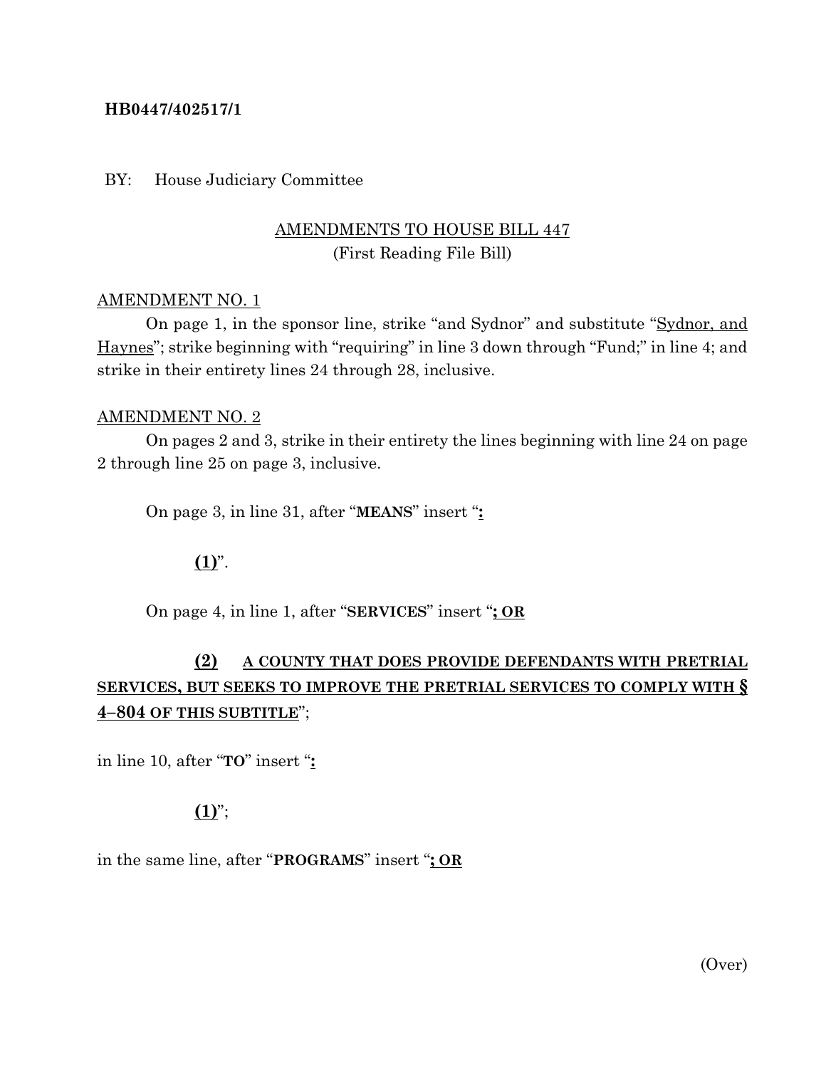**HB0447/402517/1**

BY: House Judiciary Committee

AMENDMENTS TO HOUSE BILL 447
(First Reading File Bill)

AMENDMENT NO. 1

On page 1, in the sponsor line, strike "and Sydnor" and substitute "Sydnor, and Haynes"; strike beginning with "requiring" in line 3 down through "Fund;" in line 4; and strike in their entirety lines 24 through 28, inclusive.

AMENDMENT NO. 2

On pages 2 and 3, strike in their entirety the lines beginning with line 24 on page 2 through line 25 on page 3, inclusive.

On page 3, in line 31, after "**MEANS**" insert "**:**

**(1)**".

On page 4, in line 1, after "**SERVICES**" insert "**; OR**

**(2) A COUNTY THAT DOES PROVIDE DEFENDANTS WITH PRETRIAL SERVICES, BUT SEEKS TO IMPROVE THE PRETRIAL SERVICES TO COMPLY WITH § 4–804 OF THIS SUBTITLE**";

in line 10, after "**TO**" insert "**:**

**(1)**";

in the same line, after "**PROGRAMS**" insert "**; OR**

(Over)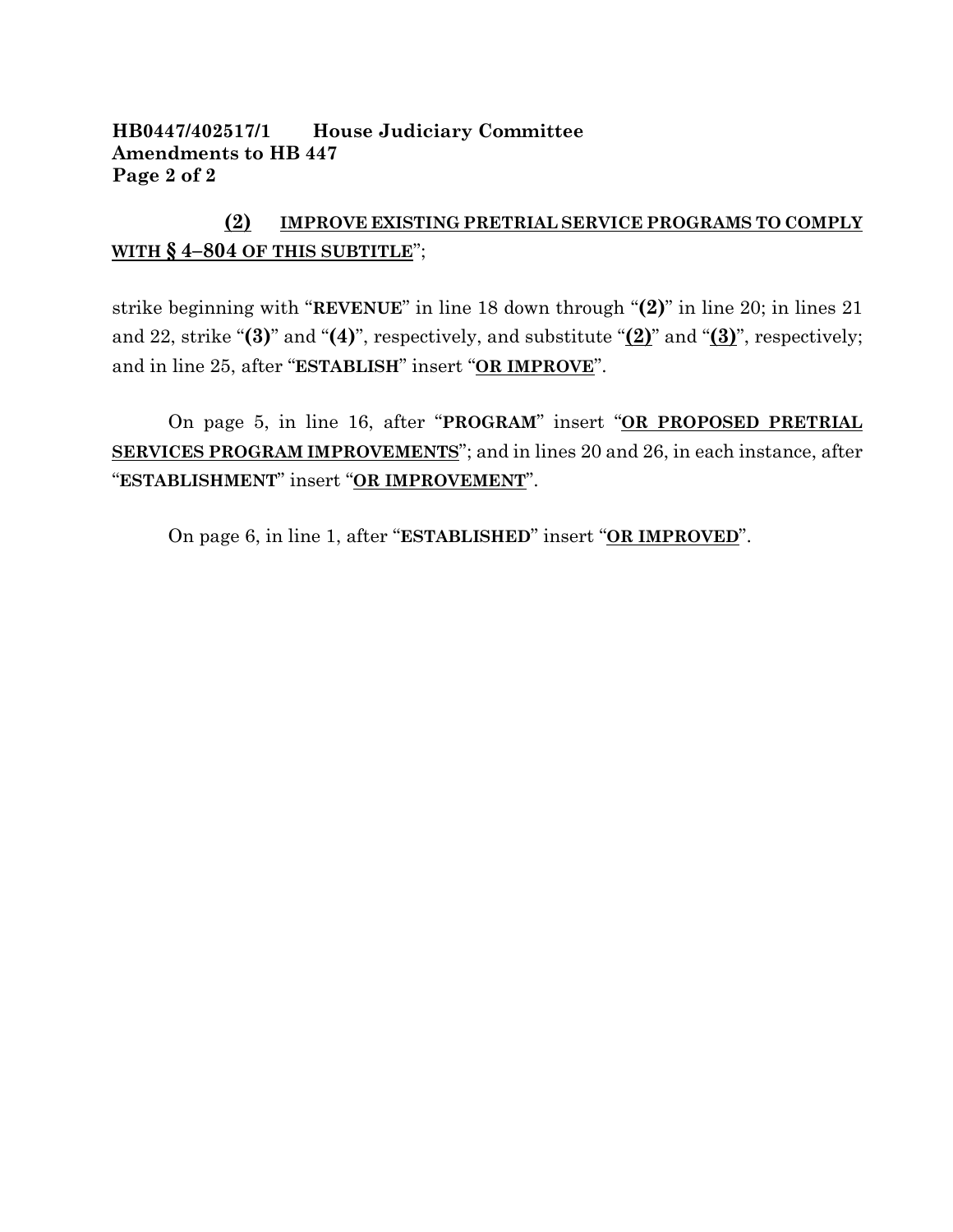**(2)** **IMPROVE EXISTING PRETRIAL SERVICE PROGRAMS TO COMPLY WITH § 4–804 OF THIS SUBTITLE**";

strike beginning with "**REVENUE**" in line 18 down through "**(2)**" in line 20; in lines 21 and 22, strike "**(3)**" and "**(4)**", respectively, and substitute "**(2)**" and "**(3)**", respectively; and in line 25, after "**ESTABLISH**" insert "**OR IMPROVE**".

On page 5, in line 16, after "**PROGRAM**" insert "**OR PROPOSED PRETRIAL SERVICES PROGRAM IMPROVEMENTS**"; and in lines 20 and 26, in each instance, after "**ESTABLISHMENT**" insert "**OR IMPROVEMENT**".

On page 6, in line 1, after "**ESTABLISHED**" insert "**OR IMPROVED**".